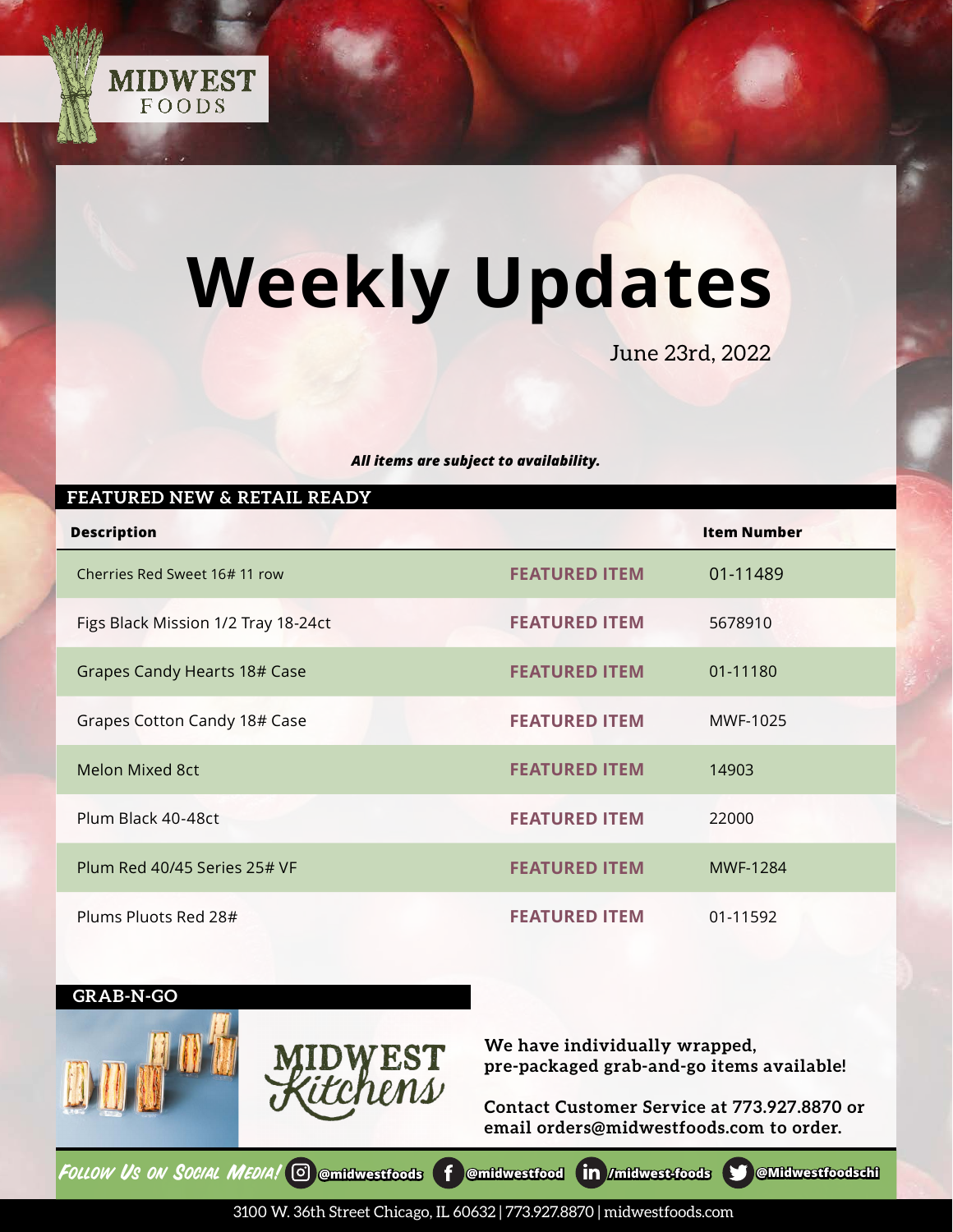MIDWEST FOODS

# Weekly Updates

June 23rd, 2022

***All items are subject to availability.***

## FEATURED NEW & RETAIL READY

| Description | | Item Number |
|---|---|---|
| Cherries Red Sweet 16# 11 row | FEATURED ITEM | 01-11489 |
| Figs Black Mission 1/2 Tray 18-24ct | FEATURED ITEM | 5678910 |
| Grapes Candy Hearts 18# Case | FEATURED ITEM | 01-11180 |
| Grapes Cotton Candy 18# Case | FEATURED ITEM | MWF-1025 |
| Melon Mixed 8ct | FEATURED ITEM | 14903 |
| Plum Black 40-48ct | FEATURED ITEM | 22000 |
| Plum Red 40/45 Series 25# VF | FEATURED ITEM | MWF-1284 |
| Plums Pluots Red 28# | FEATURED ITEM | 01-11592 |

## GRAB-N-GO

MIDWEST Kitchens

**We have individually wrapped, pre-packaged grab-and-go items available!**

**Contact Customer Service at 773.927.8870 or email orders@midwestfoods.com to order.**

*Follow Us on Social Media!* @midwestfoods @midwestfood /midwest-foods @Midwestfoodschi

3100 W. 36th Street Chicago, IL 60632 | 773.927.8870 | midwestfoods.com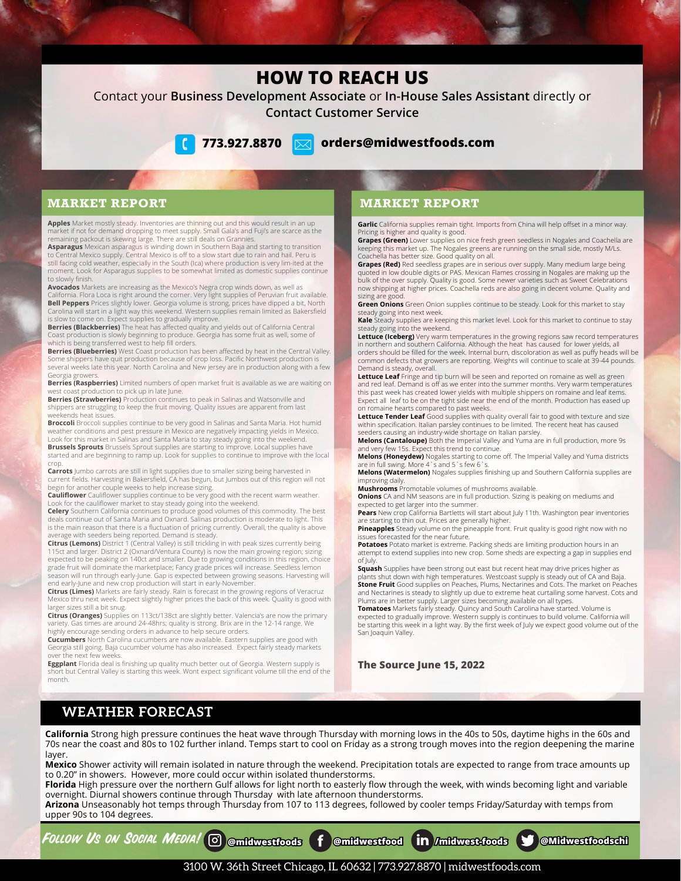# HOW TO REACH US

Contact your **Business Development Associate** or **In-House Sales Assistant** directly or **Contact Customer Service**

**773.927.8870** **orders@midwestfoods.com**

## MARKET REPORT

**Apples** Market mostly steady. Inventories are thinning out and this would result in an up market if not for demand dropping to meet supply. Small Gala's and Fuji's are scarce as the remaining packout is skewing large. There are still deals on Grannies.
**Asparagus** Mexican asparagus is winding down in Southern Baja and starting to transition to Central Mexico supply. Central Mexico is off to a slow start due to rain and hail. Peru is still facing cold weather, especially in the South (Ica) where production is very lim-ited at the moment. Look for Asparagus supplies to be somewhat limited as domestic supplies continue to slowly finish.
**Avocados** Markets are increasing as the Mexico's Negra crop winds down, as well as California. Flora Loca is right around the corner. Very light supplies of Peruvian fruit available.
**Bell Peppers** Prices slightly lower. Georgia volume is strong, prices have dipped a bit, North Carolina will start in a light way this weekend. Western supplies remain limited as Bakersfield is slow to come on. Expect supplies to gradually improve.
**Berries (Blackberries)** The heat has affected quality and yields out of California Central Coast production is slowly beginning to produce. Georgia has some fruit as well, some of which is being transferred west to help fill orders.
**Berries (Blueberries)** West Coast production has been affected by heat in the Central Valley. Some shippers have quit production because of crop loss. Pacific Northwest production is several weeks late this year. North Carolina and New jersey are in production along with a few Georgia growers.
**Berries (Raspberries)** Limited numbers of open market fruit is available as we are waiting on west coast production to pick up in late June.
**Berries (Strawberries)** Production continues to peak in Salinas and Watsonville and shippers are struggling to keep the fruit moving. Quality issues are apparent from last weekends heat issues.
**Broccoli** Broccoli supplies continue to be very good in Salinas and Santa Maria. Hot humid weather conditions and pest pressure in Mexico are negatively impacting yields in Mexico. Look for this market in Salinas and Santa Maria to stay steady going into the weekend.
**Brussels Sprouts** Brussels Sprout supplies are starting to improve. Local supplies have started and are beginning to ramp up. Look for supplies to continue to improve with the local crop.
**Carrots** Jumbo carrots are still in light supplies due to smaller sizing being harvested in current fields. Harvesting in Bakersfield, CA has begun, but Jumbos out of this region will not begin for another couple weeks to help increase sizing.
**Cauliflower** Cauliflower supplies continue to be very good with the recent warm weather. Look for the cauliflower market to stay steady going into the weekend.
**Celery** Southern California continues to produce good volumes of this commodity. The best deals continue out of Santa Maria and Oxnard. Salinas production is moderate to light. This is the main reason that there is a fluctuation of pricing currently. Overall, the quality is above average with seeders being reported. Demand is steady.
**Citrus (Lemons)** District 1 (Central Valley) is still trickling in with peak sizes currently being 115ct and larger. District 2 (Oxnard/Ventura County) is now the main growing region; sizing expected to be peaking on 140ct and smaller. Due to growing conditions in this region, choice grade fruit will dominate the marketplace; Fancy grade prices will increase. Seedless lemon season will run through early-June. Gap is expected between growing seasons. Harvesting will end early-June and new crop production will start in early-November.
**Citrus (Limes)** Markets are fairly steady. Rain is forecast in the growing regions of Veracruz Mexico thru next week. Expect slightly higher prices the back of this week. Quality is good with larger sizes still a bit snug.
**Citrus (Oranges)** Supplies on 113ct/138ct are slightly better. Valencia's are now the primary variety. Gas times are around 24-48hrs; quality is strong. Brix are in the 12-14 range. We highly encourage sending orders in advance to help secure orders.
**Cucumbers** North Carolina cucumbers are now available. Eastern supplies are good with Georgia still going. Baja cucumber volume has also increased. Expect fairly steady markets over the next few weeks.
**Eggplant** Florida deal is finishing up quality much better out of Georgia. Western supply is short but Central Valley is starting this week. Wont expect significant volume till the end of the month.

## MARKET REPORT

**Garlic** California supplies remain tight. Imports from China will help offset in a minor way. Pricing is higher and quality is good.
**Grapes (Green)** Lower supplies on nice fresh green seedless in Nogales and Coachella are keeping this market up. The Nogales greens are running on the small side, mostly M/Ls. Coachella has better size. Good quality on all.
**Grapes (Red)** Red seedless grapes are in serious over supply. Many medium large being quoted in low double digits or PAS. Mexican Flames crossing in Nogales are making up the bulk of the over supply. Quality is good. Some newer varieties such as Sweet Celebrations now shipping at higher prices. Coachella reds are also going in decent volume. Quality and sizing are good.
**Green Onions** Green Onion supplies continue to be steady. Look for this market to stay steady going into next week.
**Kale** Steady supplies are keeping this market level. Look for this market to continue to stay steady going into the weekend.
**Lettuce (Iceberg)** Very warm temperatures in the growing regions saw record temperatures in northern and southern California. Although the heat has caused for lower yields, all orders should be filled for the week. Internal burn, discoloration as well as puffy heads will be common defects that growers are reporting. Weights will continue to scale at 39-44 pounds. Demand is steady, overall.
**Lettuce Leaf** Fringe and tip burn will be seen and reported on romaine as well as green and red leaf. Demand is off as we enter into the summer months. Very warm temperatures this past week has created lower yields with multiple shippers on romaine and leaf items. Expect all leaf to be on the tight side near the end of the month. Production has eased up on romaine hearts compared to past weeks.
**Lettuce Tender Leaf** Good supplies with quality overall fair to good with texture and size within specification. Italian parsley continues to be limited. The recent heat has caused seeders causing an industry-wide shortage on Italian parsley.
**Melons (Cantaloupe)** Both the Imperial Valley and Yuma are in full production, more 9s and very few 15s. Expect this trend to continue.
**Melons (Honeydew)** Nogales starting to come off. The Imperial Valley and Yuma districts are in full swing. More 4`s and 5`s few 6`s.
**Melons (Watermelon)** Nogales supplies finishing up and Southern California supplies are improving daily.
**Mushrooms** Promotable volumes of mushrooms available.
**Onions** CA and NM seasons are in full production. Sizing is peaking on mediums and expected to get larger into the summer.
**Pears** New crop California Bartletts will start about July 11th. Washington pear inventories are starting to thin out. Prices are generally higher.
**Pineapples** Steady volume on the pineapple front. Fruit quality is good right now with no issues forecasted for the near future.
**Potatoes** Potato market is extreme. Packing sheds are limiting production hours in an attempt to extend supplies into new crop. Some sheds are expecting a gap in supplies end of July.
**Squash** Supplies have been strong out east but recent heat may drive prices higher as plants shut down with high temperatures. Westcoast supply is steady out of CA and Baja.
**Stone Fruit** Good supplies on Peaches, Plums, Nectarines and Cots. The market on Peaches and Nectarines is steady to slightly up due to extreme heat curtailing some harvest. Cots and Plums are in better supply. Larger sizes becoming available on all types.
**Tomatoes** Markets fairly steady. Quincy and South Carolina have started. Volume is expected to gradually improve. Western supply is continues to build volume. California will be starting this week in a light way. By the first week of July we expect good volume out of the San Joaquin Valley.

**The Source June 15, 2022**

## WEATHER FORECAST

**California** Strong high pressure continues the heat wave through Thursday with morning lows in the 40s to 50s, daytime highs in the 60s and 70s near the coast and 80s to 102 further inland. Temps start to cool on Friday as a strong trough moves into the region deepening the marine layer.
**Mexico** Shower activity will remain isolated in nature through the weekend. Precipitation totals are expected to range from trace amounts up to 0.20" in showers. However, more could occur within isolated thunderstorms.
**Florida** High pressure over the northern Gulf allows for light north to easterly flow through the week, with winds becoming light and variable overnight. Diurnal showers continue through Thursday with late afternoon thunderstorms.
**Arizona** Unseasonably hot temps through Thursday from 107 to 113 degrees, followed by cooler temps Friday/Saturday with temps from upper 90s to 104 degrees.

*Follow Us on Social Media!* @midwestfoods | @midwestfood | /midwest-foods | @Midwestfoodschi

3100 W. 36th Street Chicago, IL 60632 | 773.927.8870 | midwestfoods.com